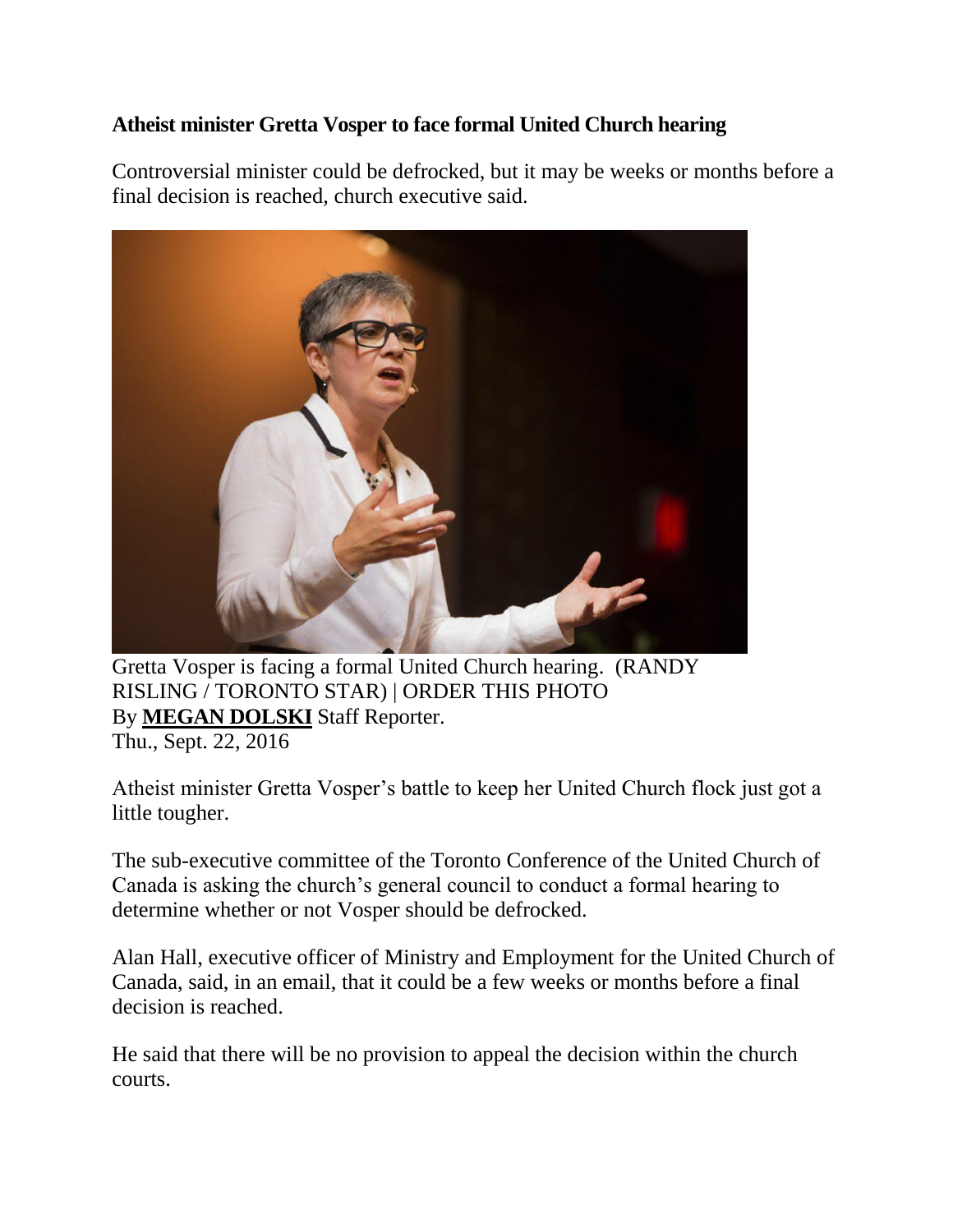**Atheist minister Gretta Vosper to face formal United Church hearing**

Controversial minister could be defrocked, but it may be weeks or months before a final decision is reached, church executive said.

Gretta Vosper is facing a formal United Church hearing. (RANDY RISLING / TORONTO STAR) | ORDER THIS PHOTO

By **MEGAN DOLSKI** Staff Reporter.

Thu., Sept. 22, 2016

Atheist minister Gretta Vosper's battle to keep her United Church flock just got a little tougher.

The sub-executive committee of the Toronto Conference of the United Church of Canada is asking the church's general council to conduct a formal hearing to determine whether or not Vosper should be defrocked.

Alan Hall, executive officer of Ministry and Employment for the United Church of Canada, said, in an email, that it could be a few weeks or months before a final decision is reached.

He said that there will be no provision to appeal the decision within the church courts.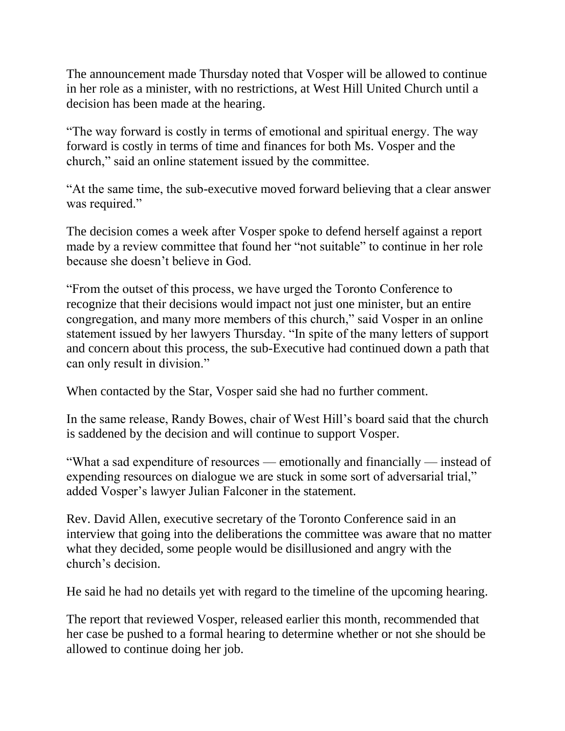The announcement made Thursday noted that Vosper will be allowed to continue in her role as a minister, with no restrictions, at West Hill United Church until a decision has been made at the hearing.

"The way forward is costly in terms of emotional and spiritual energy. The way forward is costly in terms of time and finances for both Ms. Vosper and the church," said an online statement issued by the committee.

"At the same time, the sub-executive moved forward believing that a clear answer was required."

The decision comes a week after Vosper spoke to defend herself against a report made by a review committee that found her "not suitable" to continue in her role because she doesn't believe in God.

"From the outset of this process, we have urged the Toronto Conference to recognize that their decisions would impact not just one minister, but an entire congregation, and many more members of this church," said Vosper in an online statement issued by her lawyers Thursday. "In spite of the many letters of support and concern about this process, the sub-Executive had continued down a path that can only result in division."

When contacted by the Star, Vosper said she had no further comment.

In the same release, Randy Bowes, chair of West Hill's board said that the church is saddened by the decision and will continue to support Vosper.

"What a sad expenditure of resources — emotionally and financially — instead of expending resources on dialogue we are stuck in some sort of adversarial trial," added Vosper's lawyer Julian Falconer in the statement.

Rev. David Allen, executive secretary of the Toronto Conference said in an interview that going into the deliberations the committee was aware that no matter what they decided, some people would be disillusioned and angry with the church's decision.

He said he had no details yet with regard to the timeline of the upcoming hearing.

The report that reviewed Vosper, released earlier this month, recommended that her case be pushed to a formal hearing to determine whether or not she should be allowed to continue doing her job.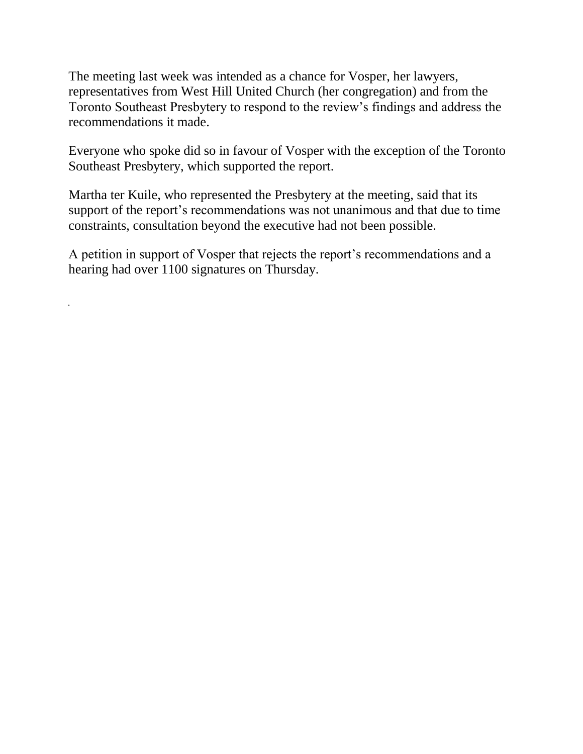The meeting last week was intended as a chance for Vosper, her lawyers, representatives from West Hill United Church (her congregation) and from the Toronto Southeast Presbytery to respond to the review's findings and address the recommendations it made.

Everyone who spoke did so in favour of Vosper with the exception of the Toronto Southeast Presbytery, which supported the report.

Martha ter Kuile, who represented the Presbytery at the meeting, said that its support of the report's recommendations was not unanimous and that due to time constraints, consultation beyond the executive had not been possible.

A petition in support of Vosper that rejects the report's recommendations and a hearing had over 1100 signatures on Thursday.